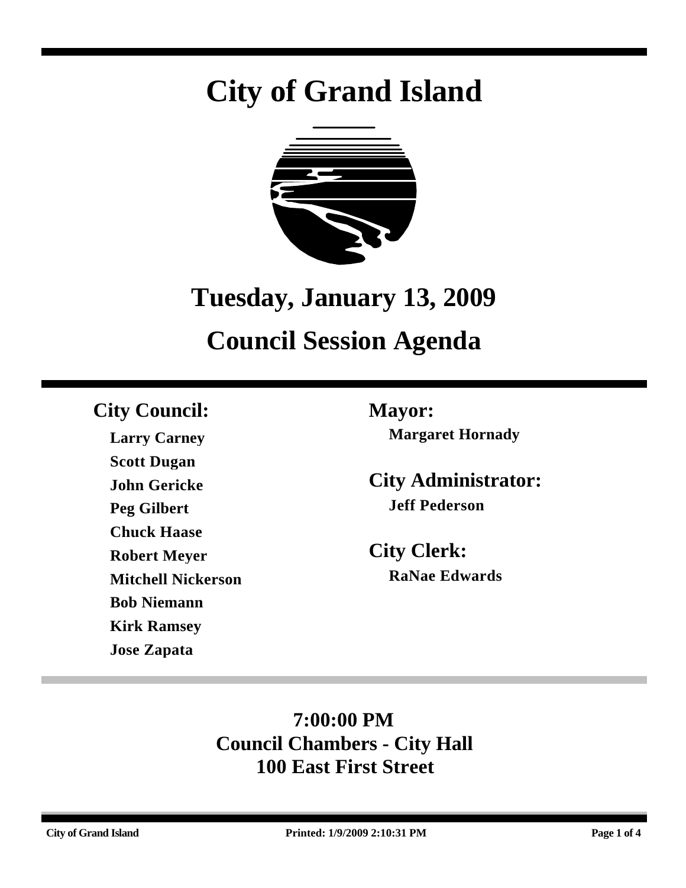# City of Grand Island

## Tuesday, January 13, 2009

## Council Session Agenda

### City Council:

**Larry Carney**
**Scott Dugan**
**John Gericke**
**Peg Gilbert**
**Chuck Haase**
**Robert Meyer**
**Mitchell Nickerson**
**Bob Niemann**
**Kirk Ramsey**
**Jose Zapata**

### Mayor:

**Margaret Hornady**

### City Administrator:

**Jeff Pederson**

### City Clerk:

**RaNae Edwards**

**7:00:00 PM**
**Council Chambers - City Hall**
**100 East First Street**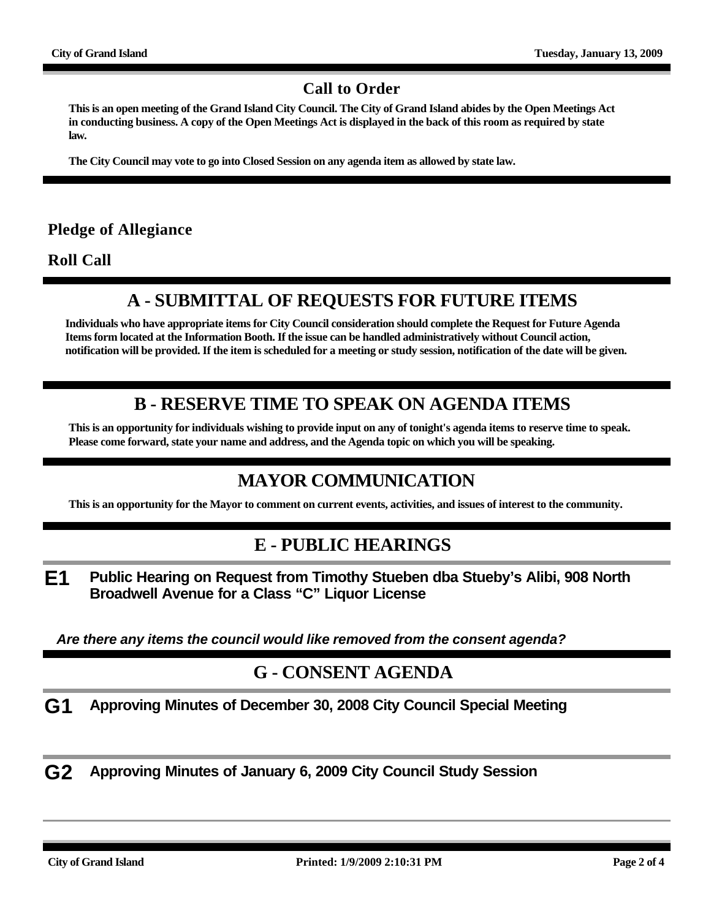## Call to Order

**This is an open meeting of the Grand Island City Council. The City of Grand Island abides by the Open Meetings Act in conducting business. A copy of the Open Meetings Act is displayed in the back of this room as required by state law.**

**The City Council may vote to go into Closed Session on any agenda item as allowed by state law.**

### Pledge of Allegiance

### Roll Call

## A - SUBMITTAL OF REQUESTS FOR FUTURE ITEMS

**Individuals who have appropriate items for City Council consideration should complete the Request for Future Agenda Items form located at the Information Booth. If the issue can be handled administratively without Council action, notification will be provided. If the item is scheduled for a meeting or study session, notification of the date will be given.**

## B - RESERVE TIME TO SPEAK ON AGENDA ITEMS

**This is an opportunity for individuals wishing to provide input on any of tonight's agenda items to reserve time to speak. Please come forward, state your name and address, and the Agenda topic on which you will be speaking.**

## MAYOR COMMUNICATION

**This is an opportunity for the Mayor to comment on current events, activities, and issues of interest to the community.**

## E - PUBLIC HEARINGS

**E1** **Public Hearing on Request from Timothy Stueben dba Stueby's Alibi, 908 North Broadwell Avenue for a Class "C" Liquor License**

***Are there any items the council would like removed from the consent agenda?***

## G - CONSENT AGENDA

**G1** **Approving Minutes of December 30, 2008 City Council Special Meeting**

**G2** **Approving Minutes of January 6, 2009 City Council Study Session**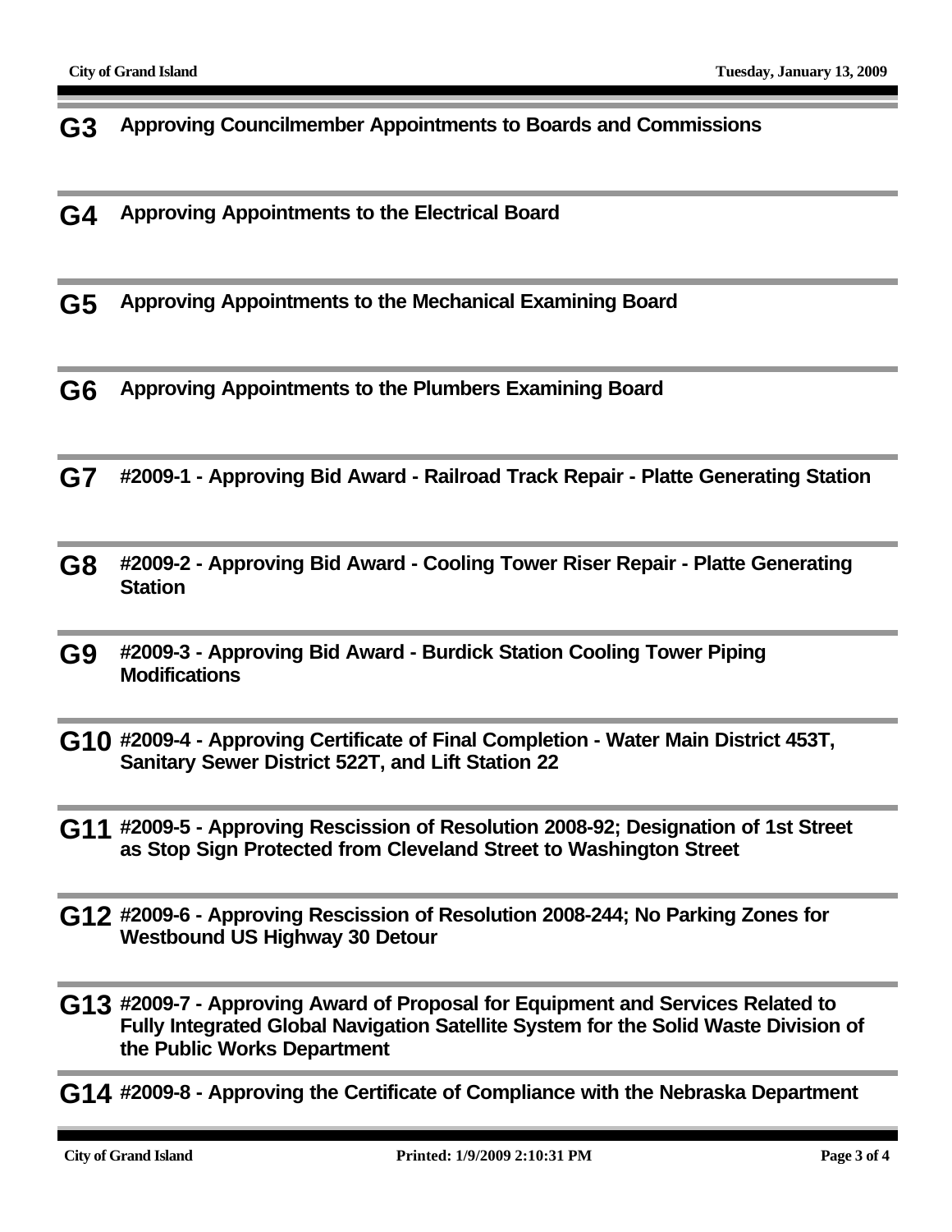**G3** **Approving Councilmember Appointments to Boards and Commissions**

**G4** **Approving Appointments to the Electrical Board**

**G5** **Approving Appointments to the Mechanical Examining Board**

**G6** **Approving Appointments to the Plumbers Examining Board**

**G7** **#2009-1 - Approving Bid Award - Railroad Track Repair - Platte Generating Station**

**G8** **#2009-2 - Approving Bid Award - Cooling Tower Riser Repair - Platte Generating Station**

**G9** **#2009-3 - Approving Bid Award - Burdick Station Cooling Tower Piping Modifications**

**G10** **#2009-4 - Approving Certificate of Final Completion - Water Main District 453T, Sanitary Sewer District 522T, and Lift Station 22**

**G11** **#2009-5 - Approving Rescission of Resolution 2008-92; Designation of 1st Street as Stop Sign Protected from Cleveland Street to Washington Street**

**G12** **#2009-6 - Approving Rescission of Resolution 2008-244; No Parking Zones for Westbound US Highway 30 Detour**

**G13** **#2009-7 - Approving Award of Proposal for Equipment and Services Related to Fully Integrated Global Navigation Satellite System for the Solid Waste Division of the Public Works Department**

**G14** **#2009-8 - Approving the Certificate of Compliance with the Nebraska Department**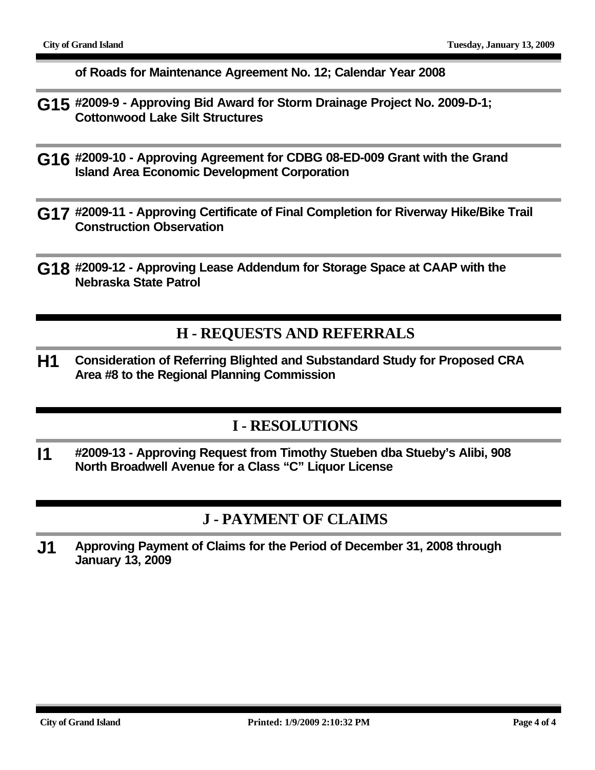of Roads for Maintenance Agreement No. 12; Calendar Year 2008

**G15** #2009-9 - Approving Bid Award for Storm Drainage Project No. 2009-D-1; Cottonwood Lake Silt Structures

**G16** #2009-10 - Approving Agreement for CDBG 08-ED-009 Grant with the Grand Island Area Economic Development Corporation

**G17** #2009-11 - Approving Certificate of Final Completion for Riverway Hike/Bike Trail Construction Observation

**G18** #2009-12 - Approving Lease Addendum for Storage Space at CAAP with the Nebraska State Patrol

## H - REQUESTS AND REFERRALS

**H1** Consideration of Referring Blighted and Substandard Study for Proposed CRA Area #8 to the Regional Planning Commission

## I - RESOLUTIONS

**I1** #2009-13 - Approving Request from Timothy Stueben dba Stueby's Alibi, 908 North Broadwell Avenue for a Class "C" Liquor License

## J - PAYMENT OF CLAIMS

**J1** Approving Payment of Claims for the Period of December 31, 2008 through January 13, 2009